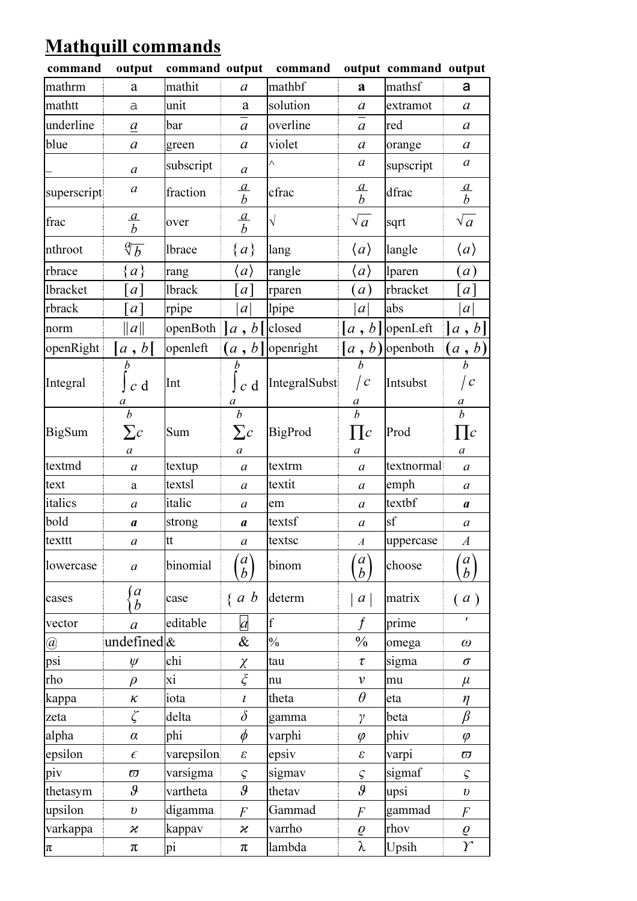# Mathquill commands

| command | output | command | output | command | output | command | output |
|---|---|---|---|---|---|---|---|
| mathrm | $\mathrm{a}$ | mathit | $a$ | mathbf | $\mathbf{a}$ | mathsf | $\mathsf{a}$ |
| mathtt | $\mathtt{a}$ | unit | $\mathrm{a}$ | solution | $a$ | extramot | $a$ |
| underline | $\underline{a}$ | bar | $\bar{a}$ | overline | $\overline{a}$ | red | $a$ |
| blue | $a$ | green | $a$ | violet | $a$ | orange | $a$ |
| _ | $_a$ | subscript | $_a$ | ^ | $^a$ | supscript | $^a$ |
| superscript | $^a$ | fraction | $\frac{a}{b}$ | cfrac | $\frac{a}{b}$ | dfrac | $\frac{a}{b}$ |
| frac | $\frac{a}{b}$ | over | $\frac{a}{b}$ | √ | $\sqrt{a}$ | sqrt | $\sqrt{a}$ |
| nthroot | $\sqrt[a]{b}$ | lbrace | $\{a\}$ | lang | $\langle a\rangle$ | langle | $\langle a\rangle$ |
| rbrace | $\{a\}$ | rang | $\langle a\rangle$ | rangle | $\langle a\rangle$ | lparen | $(a)$ |
| lbracket | $[a]$ | lbrack | $[a]$ | rparen | $(a)$ | rbracket | $[a]$ |
| rbrack | $[a]$ | rpipe | $\|a\|$ | lpipe | $\|a\|$ | abs | $\|a\|$ |
| norm | $\\|a\\|$ | openBoth | $]a\ ,\ b[$ | closed | $[a\ ,\ b]$ | openLeft | $]a\ ,\ b]$ |
| openRight | $[a\ ,\ b[$ | openleft | $(a\ ,\ b]$ | openright | $[a\ ,\ b)$ | openboth | $(a\ ,\ b)$ |
| Integral | $\int_a^b c\ \mathrm{d}$ | Int | $\int_a^b c\ \mathrm{d}$ | IntegralSubst | $/_a^b\ c$ | Intsubst | $/_a^b\ c$ |
| BigSum | $\sum_a^b c$ | Sum | $\sum_a^b c$ | BigProd | $\prod_a^b c$ | Prod | $\prod_a^b c$ |
| textmd | $a$ | textup | $a$ | textrm | $a$ | textnormal | $a$ |
| text | a | textsl | $a$ | textit | $a$ | emph | $a$ |
| italics | $a$ | italic | $a$ | em | $a$ | textbf | $\boldsymbol{a}$ |
| bold | $\boldsymbol{a}$ | strong | $\boldsymbol{a}$ | textsf | $a$ | sf | $a$ |
| texttt | $a$ | tt | $a$ | textsc | $A$ | uppercase | $A$ |
| lowercase | $a$ | binomial | $\binom{a}{b}$ | binom | $\binom{a}{b}$ | choose | $\binom{a}{b}$ |
| cases | $\begin{cases}a\\b\end{cases}$ | case | $\{\ a\ b$ | determ | $\|\ a\ \|$ | matrix | $(\ a\ )$ |
| vector | $a$ | editable | $\boxed{a}$ | f | $f$ | prime | $'$ |
| @ | undefined | & | & | % | % | omega | $\omega$ |
| psi | $\psi$ | chi | $\chi$ | tau | $\tau$ | sigma | $\sigma$ |
| rho | $\rho$ | xi | $\xi$ | nu | $\nu$ | mu | $\mu$ |
| kappa | $\kappa$ | iota | $\iota$ | theta | $\theta$ | eta | $\eta$ |
| zeta | $\zeta$ | delta | $\delta$ | gamma | $\gamma$ | beta | $\beta$ |
| alpha | $\alpha$ | phi | $\phi$ | varphi | $\varphi$ | phiv | $\varphi$ |
| epsilon | $\epsilon$ | varepsilon | $\varepsilon$ | epsiv | $\varepsilon$ | varpi | $\varpi$ |
| piv | $\varpi$ | varsigma | $\varsigma$ | sigmav | $\varsigma$ | sigmaf | $\varsigma$ |
| thetasym | $\vartheta$ | vartheta | $\vartheta$ | thetav | $\vartheta$ | upsi | $\upsilon$ |
| upsilon | $\upsilon$ | digamma | $F$ | Gammad | $F$ | gammad | $F$ |
| varkappa | $\varkappa$ | kappav | $\varkappa$ | varrho | $\varrho$ | rhov | $\varrho$ |
| π | π | pi | π | lambda | λ | Upsih | $\Upsilon$ |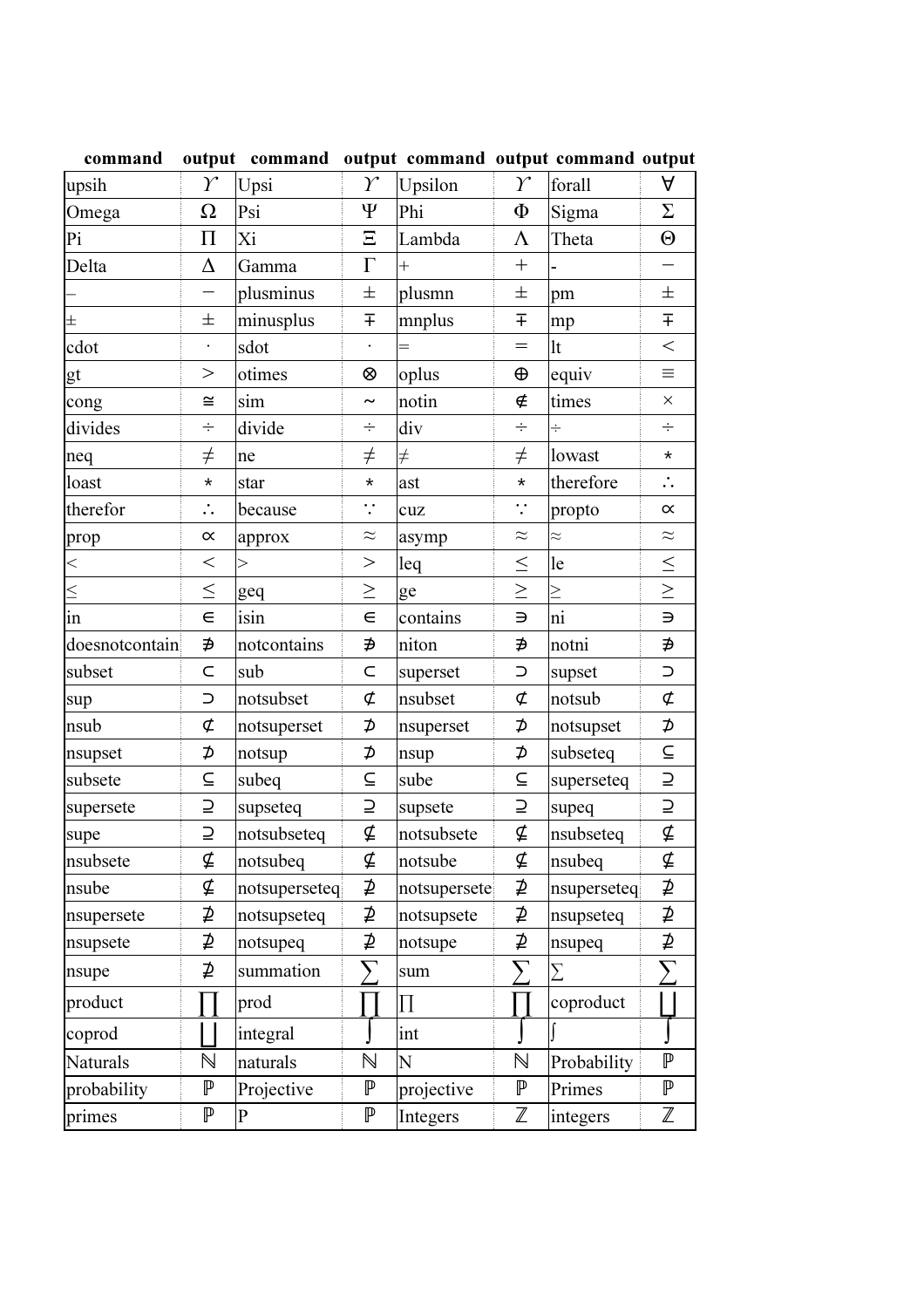| command | output | command | output | command | output | command | output |
|---|---|---|---|---|---|---|---|
| upsih | ϒ | Upsi | ϒ | Upsilon | ϒ | forall | ∀ |
| Omega | Ω | Psi | Ψ | Phi | Φ | Sigma | Σ |
| Pi | Π | Xi | Ξ | Lambda | Λ | Theta | Θ |
| Delta | Δ | Gamma | Γ | + | + | - | − |
| − | − | plusminus | ± | plusmn | ± | pm | ± |
| ± | ± | minusplus | ∓ | mnplus | ∓ | mp | ∓ |
| cdot | · | sdot | · | = | = | lt | < |
| gt | > | otimes | ⊗ | oplus | ⊕ | equiv | ≡ |
| cong | ≅ | sim | ~ | notin | ∉ | times | × |
| divides | ÷ | divide | ÷ | div | ÷ | ÷ | ÷ |
| neq | ≠ | ne | ≠ | ≠ | ≠ | lowast | ∗ |
| loast | ∗ | star | ∗ | ast | ∗ | therefore | ∴ |
| therefor | ∴ | because | ∵ | cuz | ∵ | propto | ∝ |
| prop | ∝ | approx | ≈ | asymp | ≈ | ≈ | ≈ |
| < | < | > | > | leq | ≤ | le | ≤ |
| ≤ | ≤ | geq | ≥ | ge | ≥ | ≥ | ≥ |
| in | ∈ | isin | ∈ | contains | ∋ | ni | ∋ |
| doesnotcontain | ∌ | notcontains | ∌ | niton | ∌ | notni | ∌ |
| subset | ⊂ | sub | ⊂ | superset | ⊃ | supset | ⊃ |
| sup | ⊃ | notsubset | ⊄ | nsubset | ⊄ | notsub | ⊄ |
| nsub | ⊄ | notsuperset | ⊅ | nsuperset | ⊅ | notsupset | ⊅ |
| nsupset | ⊅ | notsup | ⊅ | nsup | ⊅ | subseteq | ⊆ |
| subsete | ⊆ | subeq | ⊆ | sube | ⊆ | superseteq | ⊇ |
| supersete | ⊇ | supseteq | ⊇ | supsete | ⊇ | supeq | ⊇ |
| supe | ⊇ | notsubseteq | ⊈ | notsubsete | ⊈ | nsubseteq | ⊈ |
| nsubsete | ⊈ | notsubeq | ⊈ | notsube | ⊈ | nsubeq | ⊈ |
| nsube | ⊈ | notsuperseteq | ⊉ | notsupersete | ⊉ | nsuperseteq | ⊉ |
| nsupersete | ⊉ | notsupseteq | ⊉ | notsupsete | ⊉ | nsupseteq | ⊉ |
| nsupsete | ⊉ | notsupeq | ⊉ | notsupe | ⊉ | nsupeq | ⊉ |
| nsupe | ⊉ | summation | ∑ | sum | ∑ | ∑ | ∑ |
| product | ∏ | prod | ∏ | ∏ | ∏ | coproduct | ∐ |
| coprod | ∐ | integral | ∫ | int | ∫ | ∫ | ∫ |
| Naturals | ℕ | naturals | ℕ | N | ℕ | Probability | ℙ |
| probability | ℙ | Projective | ℙ | projective | ℙ | Primes | ℙ |
| primes | ℙ | P | ℙ | Integers | ℤ | integers | ℤ |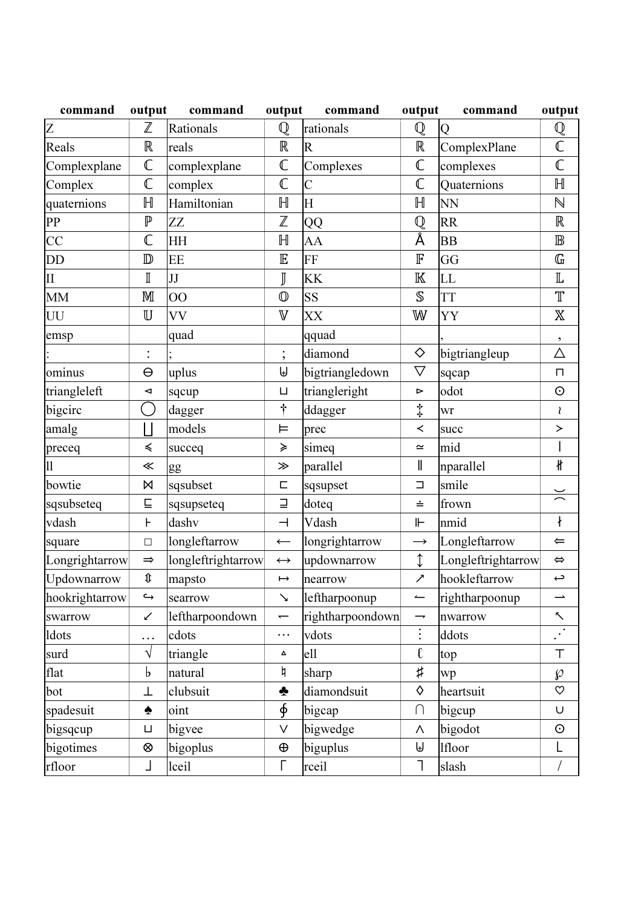| command | output | command | output | command | output | command | output |
|---|---|---|---|---|---|---|---|
| Z | ℤ | Rationals | ℚ | rationals | ℚ | Q | ℚ |
| Reals | ℝ | reals | ℝ | R | ℝ | ComplexPlane | ℂ |
| Complexplane | ℂ | complexplane | ℂ | Complexes | ℂ | complexes | ℂ |
| Complex | ℂ | complex | ℂ | C | ℂ | Quaternions | ℍ |
| quaternions | ℍ | Hamiltonian | ℍ | H | ℍ | NN | ℕ |
| PP | ℙ | ZZ | ℤ | QQ | ℚ | RR | ℝ |
| CC | ℂ | HH | ℍ | AA | Å | BB | 𝔹 |
| DD | 𝔻 | EE | 𝔼 | FF | 𝔽 | GG | 𝔾 |
| II | 𝕀 | JJ | 𝕁 | KK | 𝕂 | LL | 𝕃 |
| MM | 𝕄 | OO | 𝕆 | SS | 𝕊 | TT | 𝕋 |
| UU | 𝕌 | VV | 𝕍 | XX | 𝕎 | YY | 𝕏 |
| emsp | | quad | | qquad | | , | , |
| : | : | ; | ; | diamond | ◇ | bigtriangleup | △ |
| ominus | ⊖ | uplus | ⊎ | bigtriangledown | ▽ | sqcap | ⊓ |
| triangleleft | ◁ | sqcup | ⊔ | triangleright | ▷ | odot | ⊙ |
| bigcirc | ◯ | dagger | † | ddagger | ‡ | wr | ≀ |
| amalg | ∐ | models | ⊨ | prec | ≺ | succ | ≻ |
| preceq | ≼ | succeq | ≽ | simeq | ≃ | mid | ∣ |
| ll | ≪ | gg | ≫ | parallel | ∥ | nparallel | ∦ |
| bowtie | ⋈ | sqsubset | ⊏ | sqsupset | ⊐ | smile | ‿ |
| sqsubseteq | ⊑ | sqsupseteq | ⊒ | doteq | ≐ | frown | ⁀ |
| vdash | ⊢ | dashv | ⊣ | Vdash | ⊩ | nmid | ∤ |
| square | □ | longleftarrow | ⟵ | longrightarrow | ⟶ | Longleftarrow | ⇐ |
| Longrightarrow | ⇒ | longleftrightarrow | ↔ | updownarrow | ↕ | Longleftrightarrow | ⇔ |
| Updownarrow | ⇕ | mapsto | ↦ | nearrow | ↗ | hookleftarrow | ↩ |
| hookrightarrow | ↪ | searrow | ↘ | leftharpoonup | ↼ | rightharpoonup | ⇀ |
| swarrow | ↙ | leftharpoondown | ↽ | rightharpoondown | ⇁ | nwarrow | ↖ |
| ldots | … | cdots | ⋯ | vdots | ⋮ | ddots | ⋰ |
| surd | √ | triangle | ▵ | ell | ℓ | top | ⊤ |
| flat | ♭ | natural | ♮ | sharp | ♯ | wp | ℘ |
| bot | ⊥ | clubsuit | ♣ | diamondsuit | ♢ | heartsuit | ♡ |
| spadesuit | ♠ | oint | ∮ | bigcap | ⋂ | bigcup | ∪ |
| bigsqcup | ⊔ | bigvee | ⋁ | bigwedge | ⋀ | bigodot | ⊙ |
| bigotimes | ⊗ | bigoplus | ⊕ | biguplus | ⊎ | lfloor | ⌊ |
| rfloor | ⌋ | lceil | ⌈ | rceil | ⌉ | slash | / |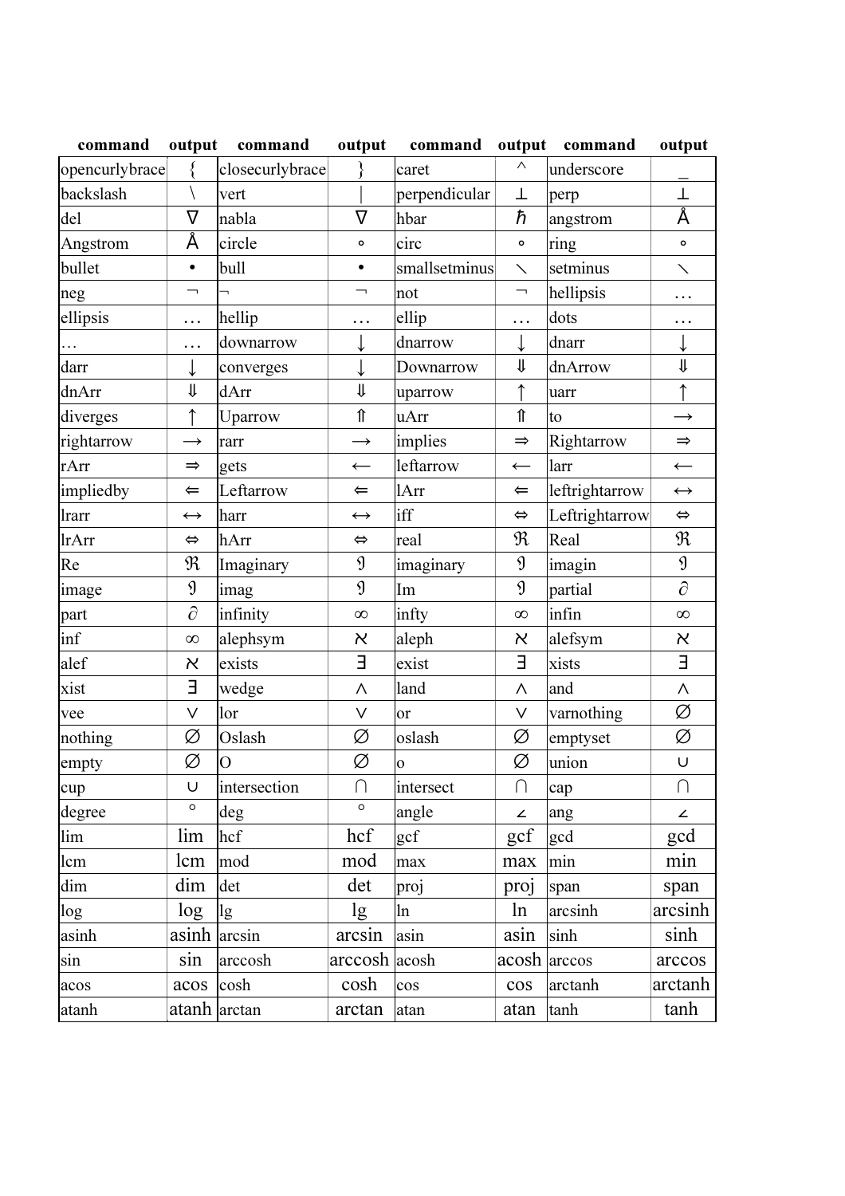| command | output | command | output | command | output | command | output |
|---|---|---|---|---|---|---|---|
| opencurlybrace | { | closecurlybrace | } | caret | ^ | underscore | _ |
| backslash | \ | vert | \| | perpendicular | ⊥ | perp | ⊥ |
| del | ∇ | nabla | ∇ | hbar | ℏ | angstrom | Å |
| Angstrom | Å | circle | ∘ | circ | ∘ | ring | ∘ |
| bullet | • | bull | • | smallsetminus | ∖ | setminus | ∖ |
| neg | ¬ | ¬ | ¬ | not | ¬ | hellipsis | … |
| ellipsis | … | hellip | … | ellip | … | dots | … |
| … | … | downarrow | ↓ | dnarrow | ↓ | dnarr | ↓ |
| darr | ↓ | converges | ↓ | Downarrow | ⇓ | dnArrow | ⇓ |
| dnArr | ⇓ | dArr | ⇓ | uparrow | ↑ | uarr | ↑ |
| diverges | ↑ | Uparrow | ⇑ | uArr | ⇑ | to | → |
| rightarrow | → | rarr | → | implies | ⇒ | Rightarrow | ⇒ |
| rArr | ⇒ | gets | ← | leftarrow | ← | larr | ← |
| impliedby | ⇐ | Leftarrow | ⇐ | lArr | ⇐ | leftrightarrow | ↔ |
| lrarr | ↔ | harr | ↔ | iff | ⇔ | Leftrightarrow | ⇔ |
| lrArr | ⇔ | hArr | ⇔ | real | ℜ | Real | ℜ |
| Re | ℜ | Imaginary | ℑ | imaginary | ℑ | imagin | ℑ |
| image | ℑ | imag | ℑ | Im | ℑ | partial | ∂ |
| part | ∂ | infinity | ∞ | infty | ∞ | infin | ∞ |
| inf | ∞ | alephsym | ℵ | aleph | ℵ | alefsym | ℵ |
| alef | ℵ | exists | ∃ | exist | ∃ | xists | ∃ |
| xist | ∃ | wedge | ∧ | land | ∧ | and | ∧ |
| vee | ∨ | lor | ∨ | or | ∨ | varnothing | ∅ |
| nothing | ∅ | Oslash | ∅ | oslash | ∅ | emptyset | ∅ |
| empty | ∅ | O | ∅ | o | ∅ | union | ∪ |
| cup | ∪ | intersection | ∩ | intersect | ∩ | cap | ∩ |
| degree | ° | deg | ° | angle | ∠ | ang | ∠ |
| lim | lim | hcf | hcf | gcf | gcf | gcd | gcd |
| lcm | lcm | mod | mod | max | max | min | min |
| dim | dim | det | det | proj | proj | span | span |
| log | log | lg | lg | ln | ln | arcsinh | arcsinh |
| asinh | asinh | arcsin | arcsin | asin | asin | sinh | sinh |
| sin | sin | arccosh | arccosh | acosh | acosh | arccos | arccos |
| acos | acos | cosh | cosh | cos | cos | arctanh | arctanh |
| atanh | atanh | arctan | arctan | atan | atan | tanh | tanh |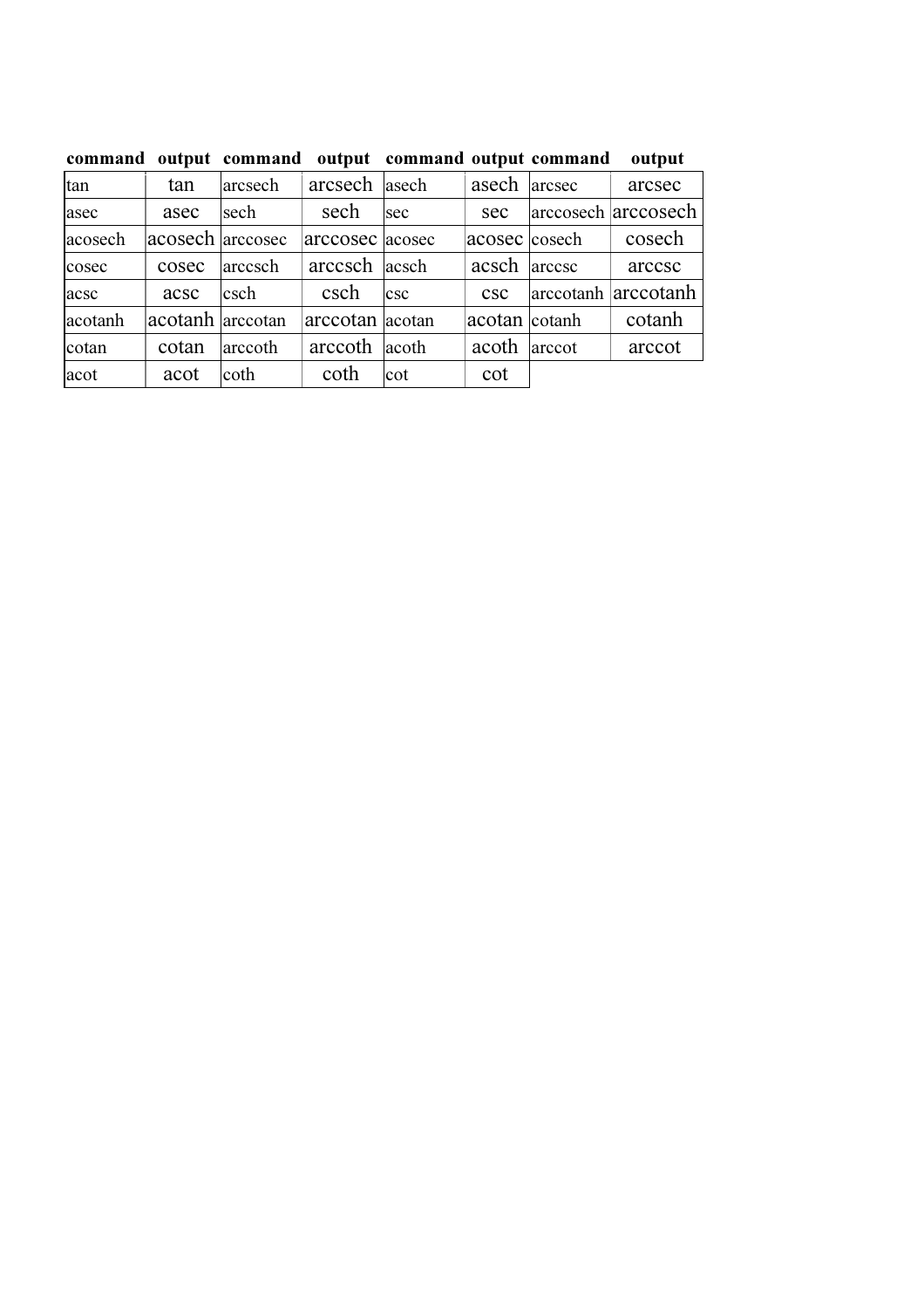| command | output | command | output | command | output | command | output |
|---|---|---|---|---|---|---|---|
| tan | tan | arcsech | arcsech | asech | asech | arcsec | arcsec |
| asec | asec | sech | sech | sec | sec | arccosech | arccosech |
| acosech | acosech | arccosec | arccosec | acosec | acosec | cosech | cosech |
| cosec | cosec | arccsch | arccsch | acsch | acsch | arccsc | arccsc |
| acsc | acsc | csch | csch | csc | csc | arccotanh | arccotanh |
| acotanh | acotanh | arccotan | arccotan | acotan | acotan | cotanh | cotanh |
| cotan | cotan | arccoth | arccoth | acoth | acoth | arccot | arccot |
| acot | acot | coth | coth | cot | cot | | |